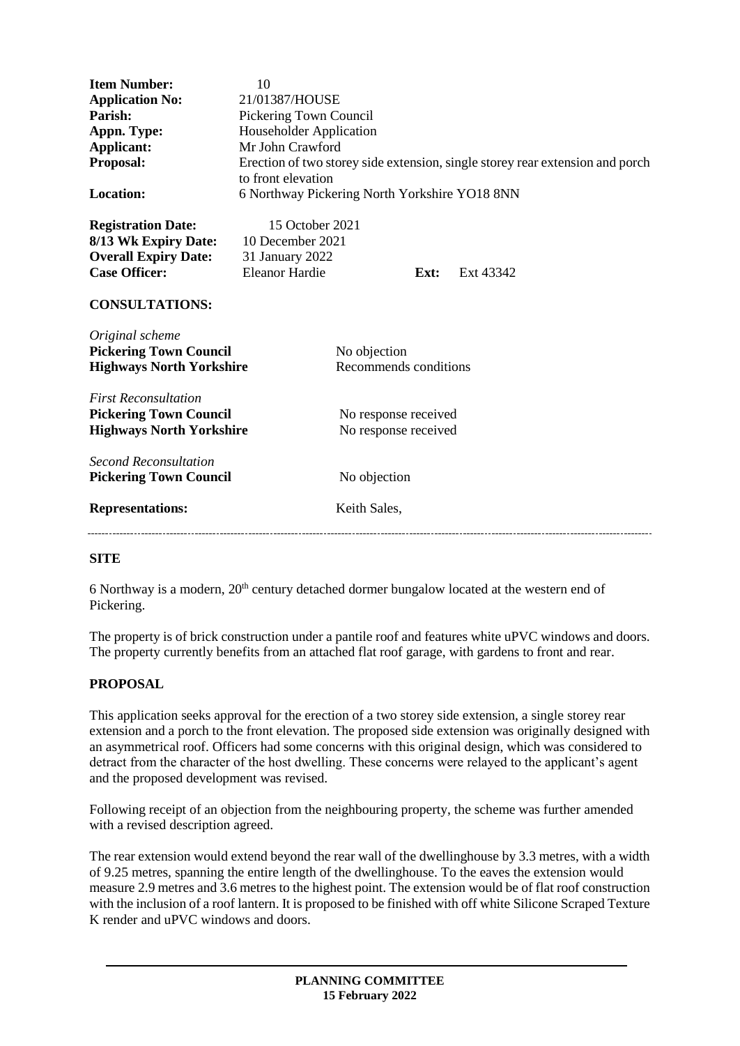| | |
|---|---|
| **Item Number:** | 10 |
| **Application No:** | 21/01387/HOUSE |
| **Parish:** | Pickering Town Council |
| **Appn. Type:** | Householder Application |
| **Applicant:** | Mr John Crawford |
| **Proposal:** | Erection of two storey side extension, single storey rear extension and porch to front elevation |
| **Location:** | 6 Northway Pickering North Yorkshire YO18 8NN |

| | | | |
|---|---|---|---|
| **Registration Date:** | 15 October 2021 | | |
| **8/13 Wk Expiry Date:** | 10 December 2021 | | |
| **Overall Expiry Date:** | 31 January 2022 | | |
| **Case Officer:** | Eleanor Hardie | **Ext:** | Ext 43342 |

**CONSULTATIONS:**

| | |
|---|---|
| *Original scheme* | |
| **Pickering Town Council** | No objection |
| **Highways North Yorkshire** | Recommends conditions |
| *First Reconsultation* | |
| **Pickering Town Council** | No response received |
| **Highways North Yorkshire** | No response received |
| *Second Reconsultation* | |
| **Pickering Town Council** | No objection |
| **Representations:** | Keith Sales, |

---

**SITE**

6 Northway is a modern, 20th century detached dormer bungalow located at the western end of Pickering.

The property is of brick construction under a pantile roof and features white uPVC windows and doors. The property currently benefits from an attached flat roof garage, with gardens to front and rear.

**PROPOSAL**

This application seeks approval for the erection of a two storey side extension, a single storey rear extension and a porch to the front elevation. The proposed side extension was originally designed with an asymmetrical roof. Officers had some concerns with this original design, which was considered to detract from the character of the host dwelling. These concerns were relayed to the applicant's agent and the proposed development was revised.

Following receipt of an objection from the neighbouring property, the scheme was further amended with a revised description agreed.

The rear extension would extend beyond the rear wall of the dwellinghouse by 3.3 metres, with a width of 9.25 metres, spanning the entire length of the dwellinghouse. To the eaves the extension would measure 2.9 metres and 3.6 metres to the highest point. The extension would be of flat roof construction with the inclusion of a roof lantern. It is proposed to be finished with off white Silicone Scraped Texture K render and uPVC windows and doors.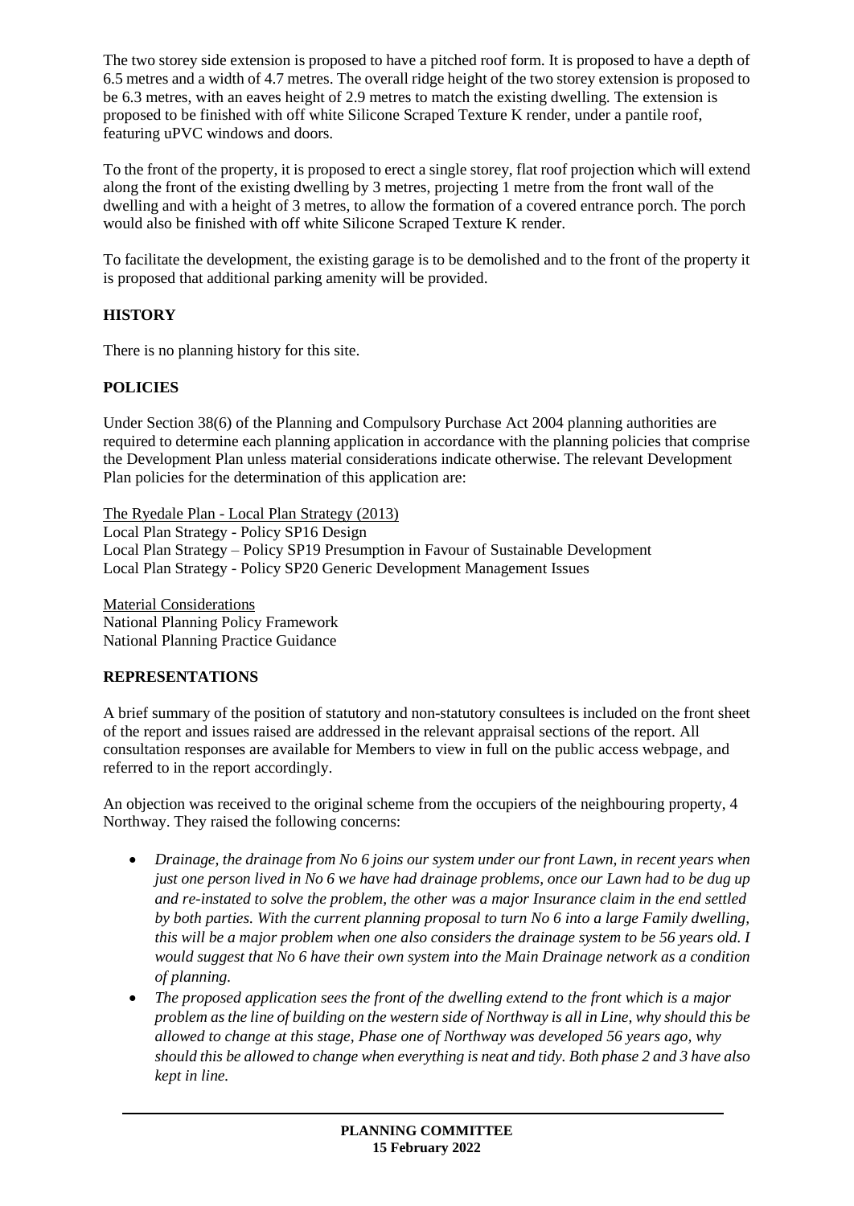The two storey side extension is proposed to have a pitched roof form. It is proposed to have a depth of 6.5 metres and a width of 4.7 metres. The overall ridge height of the two storey extension is proposed to be 6.3 metres, with an eaves height of 2.9 metres to match the existing dwelling. The extension is proposed to be finished with off white Silicone Scraped Texture K render, under a pantile roof, featuring uPVC windows and doors.

To the front of the property, it is proposed to erect a single storey, flat roof projection which will extend along the front of the existing dwelling by 3 metres, projecting 1 metre from the front wall of the dwelling and with a height of 3 metres, to allow the formation of a covered entrance porch. The porch would also be finished with off white Silicone Scraped Texture K render.

To facilitate the development, the existing garage is to be demolished and to the front of the property it is proposed that additional parking amenity will be provided.

## HISTORY

There is no planning history for this site.

## POLICIES

Under Section 38(6) of the Planning and Compulsory Purchase Act 2004 planning authorities are required to determine each planning application in accordance with the planning policies that comprise the Development Plan unless material considerations indicate otherwise. The relevant Development Plan policies for the determination of this application are:

The Ryedale Plan - Local Plan Strategy (2013)
Local Plan Strategy - Policy SP16 Design
Local Plan Strategy – Policy SP19 Presumption in Favour of Sustainable Development
Local Plan Strategy - Policy SP20 Generic Development Management Issues

Material Considerations
National Planning Policy Framework
National Planning Practice Guidance

## REPRESENTATIONS

A brief summary of the position of statutory and non-statutory consultees is included on the front sheet of the report and issues raised are addressed in the relevant appraisal sections of the report. All consultation responses are available for Members to view in full on the public access webpage, and referred to in the report accordingly.

An objection was received to the original scheme from the occupiers of the neighbouring property, 4 Northway. They raised the following concerns:

- *Drainage, the drainage from No 6 joins our system under our front Lawn, in recent years when just one person lived in No 6 we have had drainage problems, once our Lawn had to be dug up and re-instated to solve the problem, the other was a major Insurance claim in the end settled by both parties. With the current planning proposal to turn No 6 into a large Family dwelling, this will be a major problem when one also considers the drainage system to be 56 years old. I would suggest that No 6 have their own system into the Main Drainage network as a condition of planning.*
- *The proposed application sees the front of the dwelling extend to the front which is a major problem as the line of building on the western side of Northway is all in Line, why should this be allowed to change at this stage, Phase one of Northway was developed 56 years ago, why should this be allowed to change when everything is neat and tidy. Both phase 2 and 3 have also kept in line.*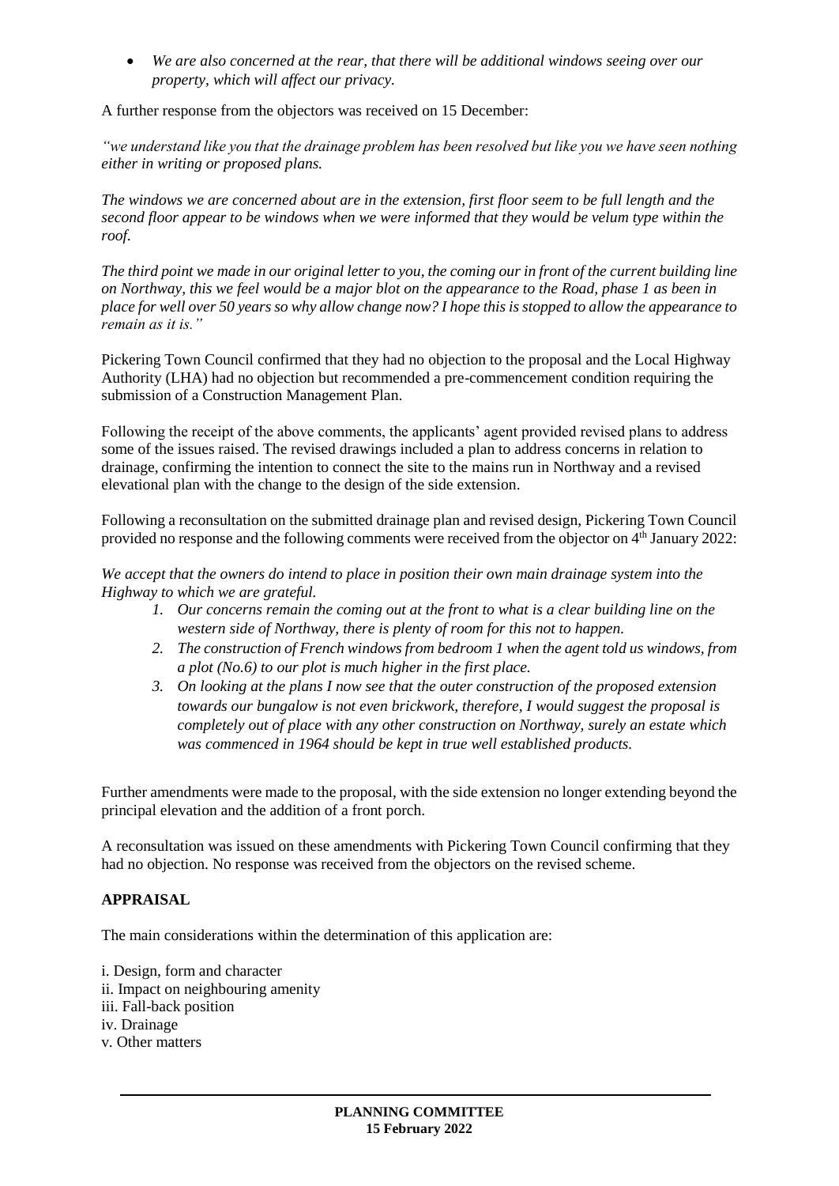- *We are also concerned at the rear, that there will be additional windows seeing over our property, which will affect our privacy.*

A further response from the objectors was received on 15 December:

*"we understand like you that the drainage problem has been resolved but like you we have seen nothing either in writing or proposed plans.*

*The windows we are concerned about are in the extension, first floor seem to be full length and the second floor appear to be windows when we were informed that they would be velum type within the roof.*

*The third point we made in our original letter to you, the coming our in front of the current building line on Northway, this we feel would be a major blot on the appearance to the Road, phase 1 as been in place for well over 50 years so why allow change now? I hope this is stopped to allow the appearance to remain as it is."*

Pickering Town Council confirmed that they had no objection to the proposal and the Local Highway Authority (LHA) had no objection but recommended a pre-commencement condition requiring the submission of a Construction Management Plan.

Following the receipt of the above comments, the applicants' agent provided revised plans to address some of the issues raised. The revised drawings included a plan to address concerns in relation to drainage, confirming the intention to connect the site to the mains run in Northway and a revised elevational plan with the change to the design of the side extension.

Following a reconsultation on the submitted drainage plan and revised design, Pickering Town Council provided no response and the following comments were received from the objector on 4th January 2022:

*We accept that the owners do intend to place in position their own main drainage system into the Highway to which we are grateful.*

1. *Our concerns remain the coming out at the front to what is a clear building line on the western side of Northway, there is plenty of room for this not to happen.*
2. *The construction of French windows from bedroom 1 when the agent told us windows, from a plot (No.6) to our plot is much higher in the first place.*
3. *On looking at the plans I now see that the outer construction of the proposed extension towards our bungalow is not even brickwork, therefore, I would suggest the proposal is completely out of place with any other construction on Northway, surely an estate which was commenced in 1964 should be kept in true well established products.*

Further amendments were made to the proposal, with the side extension no longer extending beyond the principal elevation and the addition of a front porch.

A reconsultation was issued on these amendments with Pickering Town Council confirming that they had no objection. No response was received from the objectors on the revised scheme.

## APPRAISAL

The main considerations within the determination of this application are:

i. Design, form and character
ii. Impact on neighbouring amenity
iii. Fall-back position
iv. Drainage
v. Other matters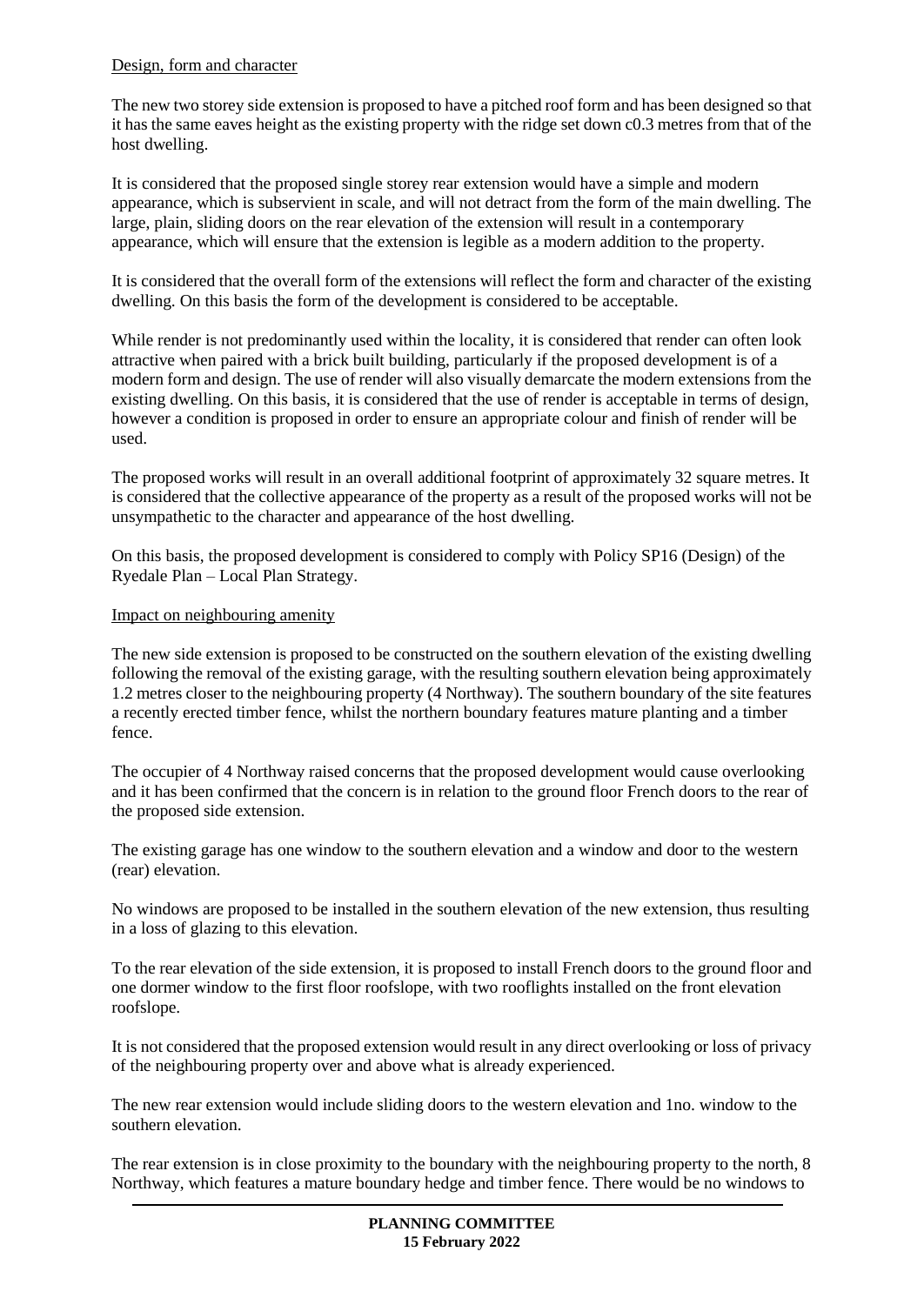Design, form and character

The new two storey side extension is proposed to have a pitched roof form and has been designed so that it has the same eaves height as the existing property with the ridge set down c0.3 metres from that of the host dwelling.

It is considered that the proposed single storey rear extension would have a simple and modern appearance, which is subservient in scale, and will not detract from the form of the main dwelling. The large, plain, sliding doors on the rear elevation of the extension will result in a contemporary appearance, which will ensure that the extension is legible as a modern addition to the property.

It is considered that the overall form of the extensions will reflect the form and character of the existing dwelling. On this basis the form of the development is considered to be acceptable.

While render is not predominantly used within the locality, it is considered that render can often look attractive when paired with a brick built building, particularly if the proposed development is of a modern form and design. The use of render will also visually demarcate the modern extensions from the existing dwelling. On this basis, it is considered that the use of render is acceptable in terms of design, however a condition is proposed in order to ensure an appropriate colour and finish of render will be used.

The proposed works will result in an overall additional footprint of approximately 32 square metres. It is considered that the collective appearance of the property as a result of the proposed works will not be unsympathetic to the character and appearance of the host dwelling.

On this basis, the proposed development is considered to comply with Policy SP16 (Design) of the Ryedale Plan – Local Plan Strategy.

Impact on neighbouring amenity

The new side extension is proposed to be constructed on the southern elevation of the existing dwelling following the removal of the existing garage, with the resulting southern elevation being approximately 1.2 metres closer to the neighbouring property (4 Northway). The southern boundary of the site features a recently erected timber fence, whilst the northern boundary features mature planting and a timber fence.

The occupier of 4 Northway raised concerns that the proposed development would cause overlooking and it has been confirmed that the concern is in relation to the ground floor French doors to the rear of the proposed side extension.

The existing garage has one window to the southern elevation and a window and door to the western (rear) elevation.

No windows are proposed to be installed in the southern elevation of the new extension, thus resulting in a loss of glazing to this elevation.

To the rear elevation of the side extension, it is proposed to install French doors to the ground floor and one dormer window to the first floor roofslope, with two rooflights installed on the front elevation roofslope.

It is not considered that the proposed extension would result in any direct overlooking or loss of privacy of the neighbouring property over and above what is already experienced.

The new rear extension would include sliding doors to the western elevation and 1no. window to the southern elevation.

The rear extension is in close proximity to the boundary with the neighbouring property to the north, 8 Northway, which features a mature boundary hedge and timber fence. There would be no windows to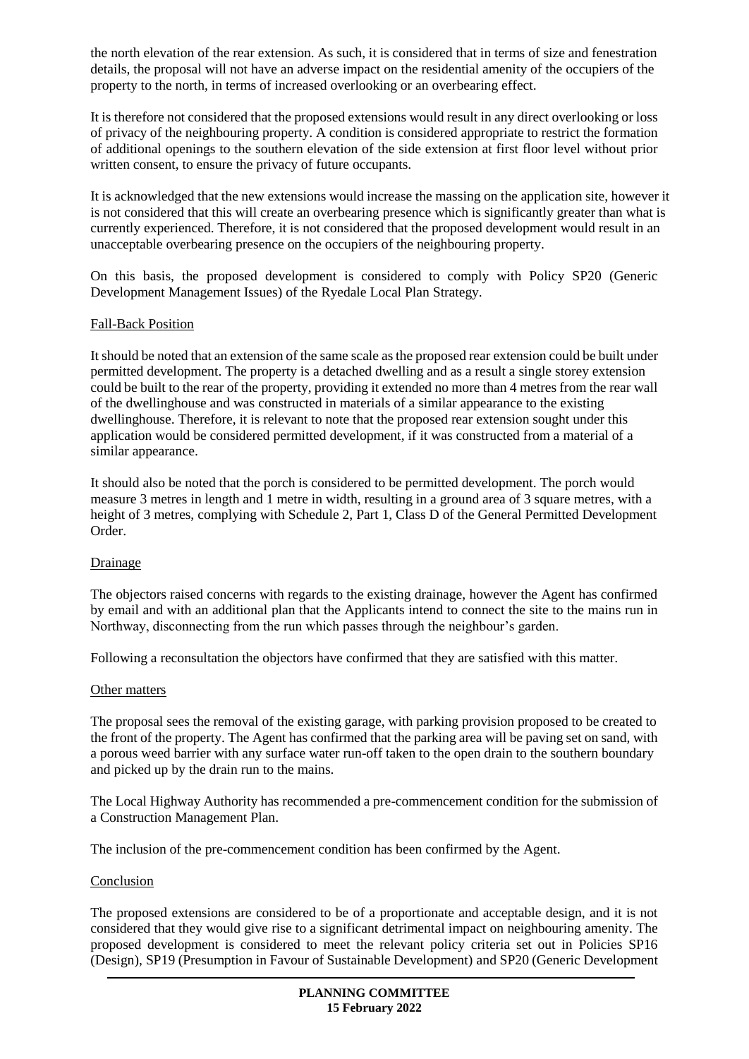the north elevation of the rear extension. As such, it is considered that in terms of size and fenestration details, the proposal will not have an adverse impact on the residential amenity of the occupiers of the property to the north, in terms of increased overlooking or an overbearing effect.

It is therefore not considered that the proposed extensions would result in any direct overlooking or loss of privacy of the neighbouring property. A condition is considered appropriate to restrict the formation of additional openings to the southern elevation of the side extension at first floor level without prior written consent, to ensure the privacy of future occupants.

It is acknowledged that the new extensions would increase the massing on the application site, however it is not considered that this will create an overbearing presence which is significantly greater than what is currently experienced. Therefore, it is not considered that the proposed development would result in an unacceptable overbearing presence on the occupiers of the neighbouring property.

On this basis, the proposed development is considered to comply with Policy SP20 (Generic Development Management Issues) of the Ryedale Local Plan Strategy.

Fall-Back Position

It should be noted that an extension of the same scale as the proposed rear extension could be built under permitted development. The property is a detached dwelling and as a result a single storey extension could be built to the rear of the property, providing it extended no more than 4 metres from the rear wall of the dwellinghouse and was constructed in materials of a similar appearance to the existing dwellinghouse. Therefore, it is relevant to note that the proposed rear extension sought under this application would be considered permitted development, if it was constructed from a material of a similar appearance.

It should also be noted that the porch is considered to be permitted development. The porch would measure 3 metres in length and 1 metre in width, resulting in a ground area of 3 square metres, with a height of 3 metres, complying with Schedule 2, Part 1, Class D of the General Permitted Development Order.

Drainage

The objectors raised concerns with regards to the existing drainage, however the Agent has confirmed by email and with an additional plan that the Applicants intend to connect the site to the mains run in Northway, disconnecting from the run which passes through the neighbour's garden.

Following a reconsultation the objectors have confirmed that they are satisfied with this matter.

Other matters

The proposal sees the removal of the existing garage, with parking provision proposed to be created to the front of the property. The Agent has confirmed that the parking area will be paving set on sand, with a porous weed barrier with any surface water run-off taken to the open drain to the southern boundary and picked up by the drain run to the mains.

The Local Highway Authority has recommended a pre-commencement condition for the submission of a Construction Management Plan.

The inclusion of the pre-commencement condition has been confirmed by the Agent.

Conclusion

The proposed extensions are considered to be of a proportionate and acceptable design, and it is not considered that they would give rise to a significant detrimental impact on neighbouring amenity. The proposed development is considered to meet the relevant policy criteria set out in Policies SP16 (Design), SP19 (Presumption in Favour of Sustainable Development) and SP20 (Generic Development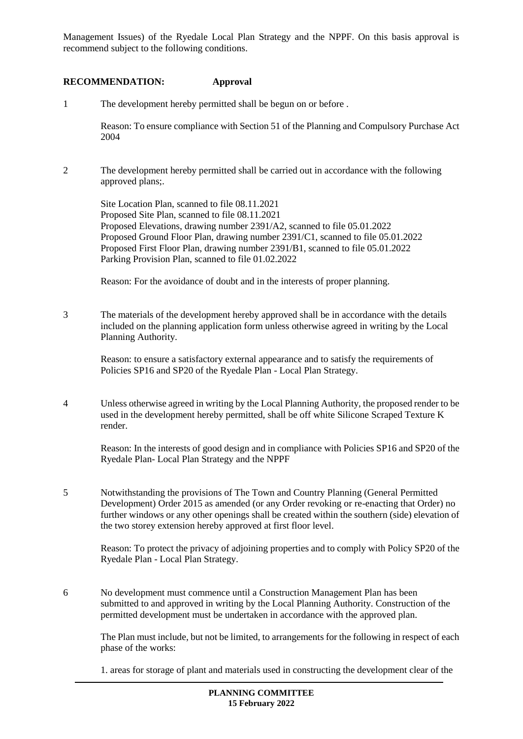Management Issues) of the Ryedale Local Plan Strategy and the NPPF. On this basis approval is recommend subject to the following conditions.

**RECOMMENDATION: Approval**

1 The development hereby permitted shall be begun on or before .

Reason: To ensure compliance with Section 51 of the Planning and Compulsory Purchase Act 2004

2 The development hereby permitted shall be carried out in accordance with the following approved plans;.

Site Location Plan, scanned to file 08.11.2021
Proposed Site Plan, scanned to file 08.11.2021
Proposed Elevations, drawing number 2391/A2, scanned to file 05.01.2022
Proposed Ground Floor Plan, drawing number 2391/C1, scanned to file 05.01.2022
Proposed First Floor Plan, drawing number 2391/B1, scanned to file 05.01.2022
Parking Provision Plan, scanned to file 01.02.2022

Reason: For the avoidance of doubt and in the interests of proper planning.

3 The materials of the development hereby approved shall be in accordance with the details included on the planning application form unless otherwise agreed in writing by the Local Planning Authority.

Reason: to ensure a satisfactory external appearance and to satisfy the requirements of Policies SP16 and SP20 of the Ryedale Plan - Local Plan Strategy.

4 Unless otherwise agreed in writing by the Local Planning Authority, the proposed render to be used in the development hereby permitted, shall be off white Silicone Scraped Texture K render.

Reason: In the interests of good design and in compliance with Policies SP16 and SP20 of the Ryedale Plan- Local Plan Strategy and the NPPF

5 Notwithstanding the provisions of The Town and Country Planning (General Permitted Development) Order 2015 as amended (or any Order revoking or re-enacting that Order) no further windows or any other openings shall be created within the southern (side) elevation of the two storey extension hereby approved at first floor level.

Reason: To protect the privacy of adjoining properties and to comply with Policy SP20 of the Ryedale Plan - Local Plan Strategy.

6 No development must commence until a Construction Management Plan has been submitted to and approved in writing by the Local Planning Authority. Construction of the permitted development must be undertaken in accordance with the approved plan.

The Plan must include, but not be limited, to arrangements for the following in respect of each phase of the works:

1. areas for storage of plant and materials used in constructing the development clear of the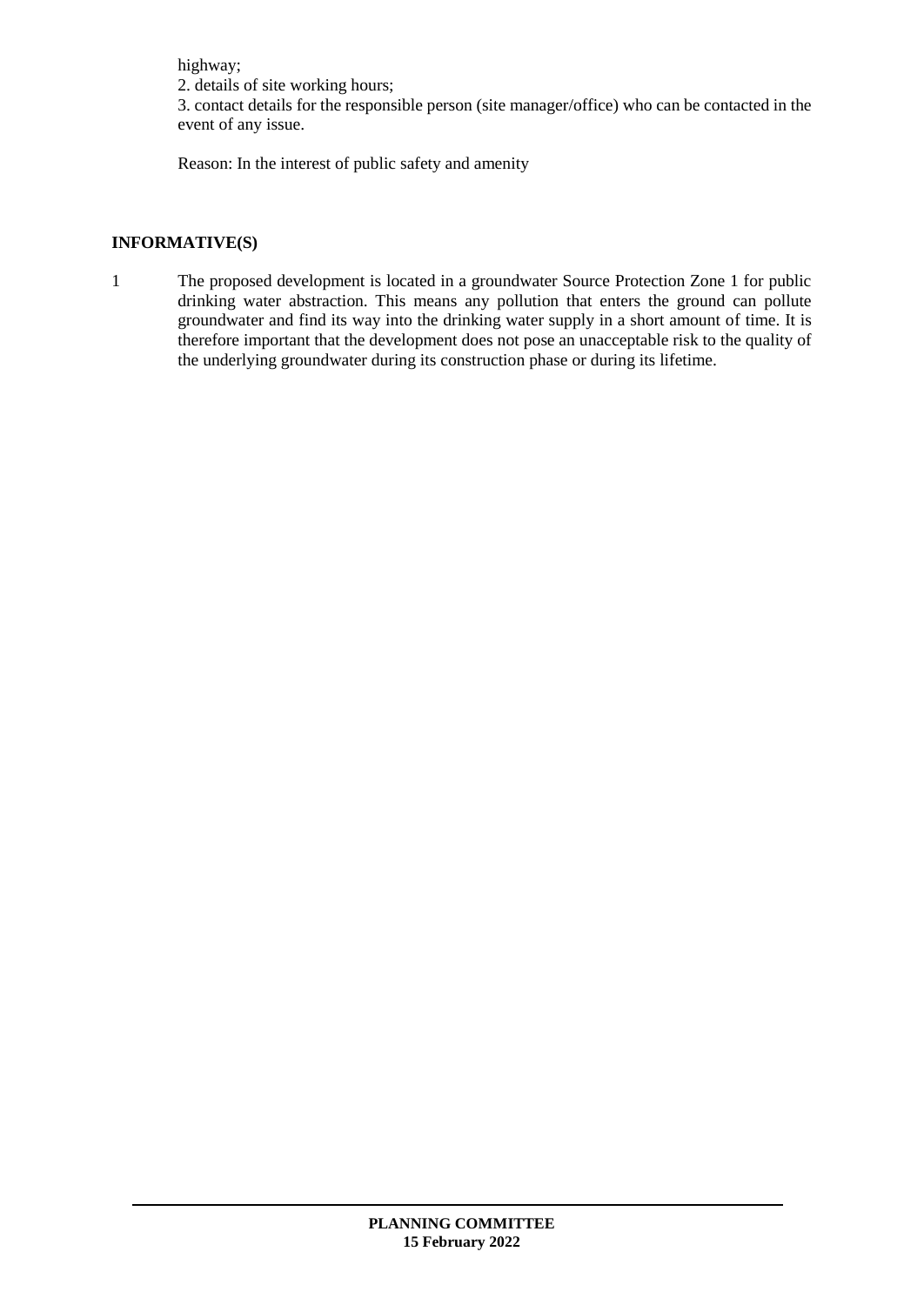highway;

2. details of site working hours;

3. contact details for the responsible person (site manager/office) who can be contacted in the event of any issue.

Reason: In the interest of public safety and amenity

**INFORMATIVE(S)**

1 The proposed development is located in a groundwater Source Protection Zone 1 for public drinking water abstraction. This means any pollution that enters the ground can pollute groundwater and find its way into the drinking water supply in a short amount of time. It is therefore important that the development does not pose an unacceptable risk to the quality of the underlying groundwater during its construction phase or during its lifetime.